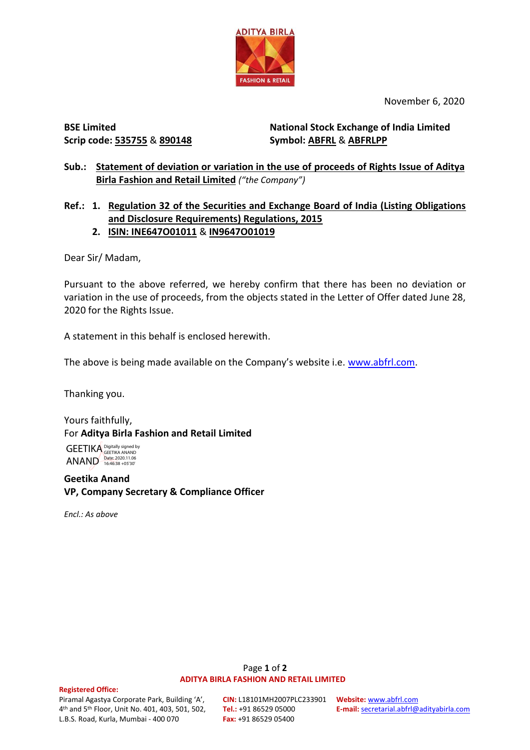November 6, 2020

**BSE Limited**
**Scrip code: 535755 & 890148**

**National Stock Exchange of India Limited**
**Symbol: ABFRL & ABFRLPP**

**Sub.: Statement of deviation or variation in the use of proceeds of Rights Issue of Aditya Birla Fashion and Retail Limited** *("the Company")*

**Ref.:**
1. **Regulation 32 of the Securities and Exchange Board of India (Listing Obligations and Disclosure Requirements) Regulations, 2015**
2. **ISIN: INE647O01011 & IN9647O01019**

Dear Sir/ Madam,

Pursuant to the above referred, we hereby confirm that there has been no deviation or variation in the use of proceeds, from the objects stated in the Letter of Offer dated June 28, 2020 for the Rights Issue.

A statement in this behalf is enclosed herewith.

The above is being made available on the Company's website i.e. www.abfrl.com.

Thanking you.

Yours faithfully,
For **Aditya Birla Fashion and Retail Limited**

GEETIKA ANAND — Digitally signed by GEETIKA ANAND Date: 2020.11.06 16:46:38 +05'30'

**Geetika Anand**
**VP, Company Secretary & Compliance Officer**

*Encl.: As above*

**ADITYA BIRLA FASHION AND RETAIL LIMITED**

**Registered Office:**
Piramal Agastya Corporate Park, Building 'A', 4th and 5th Floor, Unit No. 401, 403, 501, 502, L.B.S. Road, Kurla, Mumbai - 400 070

**CIN:** L18101MH2007PLC233901
**Tel.:** +91 86529 05000
**Fax:** +91 86529 05400

**Website:** www.abfrl.com
**E-mail:** secretarial.abfrl@adityabirla.com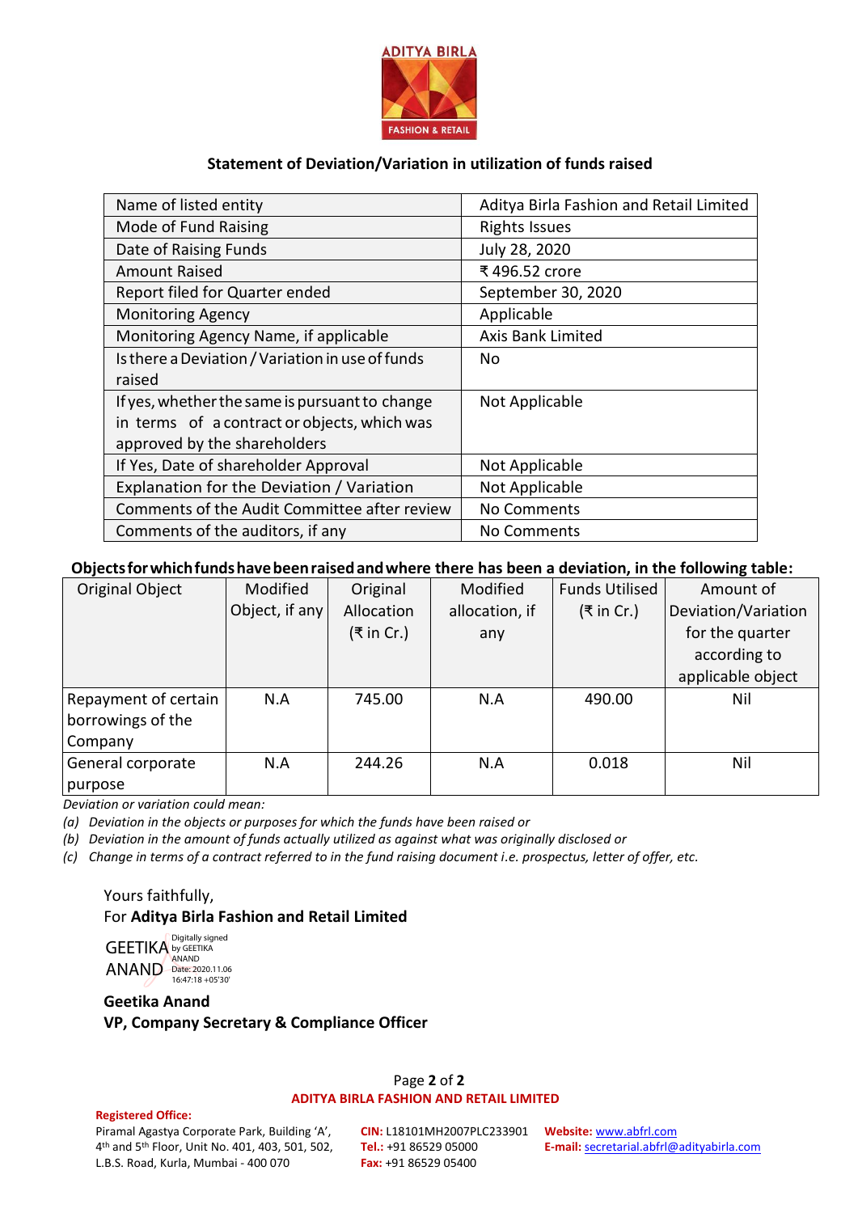ADITYA BIRLA

FASHION & RETAIL

## Statement of Deviation/Variation in utilization of funds raised

| | |
|---|---|
| Name of listed entity | Aditya Birla Fashion and Retail Limited |
| Mode of Fund Raising | Rights Issues |
| Date of Raising Funds | July 28, 2020 |
| Amount Raised | ₹ 496.52 crore |
| Report filed for Quarter ended | September 30, 2020 |
| Monitoring Agency | Applicable |
| Monitoring Agency Name, if applicable | Axis Bank Limited |
| Is there a Deviation / Variation in use of funds raised | No |
| If yes, whether the same is pursuant to change in terms of a contract or objects, which was approved by the shareholders | Not Applicable |
| If Yes, Date of shareholder Approval | Not Applicable |
| Explanation for the Deviation / Variation | Not Applicable |
| Comments of the Audit Committee after review | No Comments |
| Comments of the auditors, if any | No Comments |

**Objects for which funds have been raised and where there has been a deviation, in the following table:**

| Original Object | Modified Object, if any | Original Allocation (₹ in Cr.) | Modified allocation, if any | Funds Utilised (₹ in Cr.) | Amount of Deviation/Variation for the quarter according to applicable object |
|---|---|---|---|---|---|
| Repayment of certain borrowings of the Company | N.A | 745.00 | N.A | 490.00 | Nil |
| General corporate purpose | N.A | 244.26 | N.A | 0.018 | Nil |

*Deviation or variation could mean:*

*(a) Deviation in the objects or purposes for which the funds have been raised or*

*(b) Deviation in the amount of funds actually utilized as against what was originally disclosed or*

*(c) Change in terms of a contract referred to in the fund raising document i.e. prospectus, letter of offer, etc.*

Yours faithfully,

For **Aditya Birla Fashion and Retail Limited**

GEETIKA ANAND Digitally signed by GEETIKA ANAND Date: 2020.11.06 16:47:18 +05'30'

**Geetika Anand**

**VP, Company Secretary & Compliance Officer**

**ADITYA BIRLA FASHION AND RETAIL LIMITED**

**Registered Office:**
Piramal Agastya Corporate Park, Building 'A', 4th and 5th Floor, Unit No. 401, 403, 501, 502, L.B.S. Road, Kurla, Mumbai - 400 070

**CIN:** L18101MH2007PLC233901
**Tel.:** +91 86529 05000
**Fax:** +91 86529 05400

**Website:** www.abfrl.com
**E-mail:** secretarial.abfrl@adityabirla.com